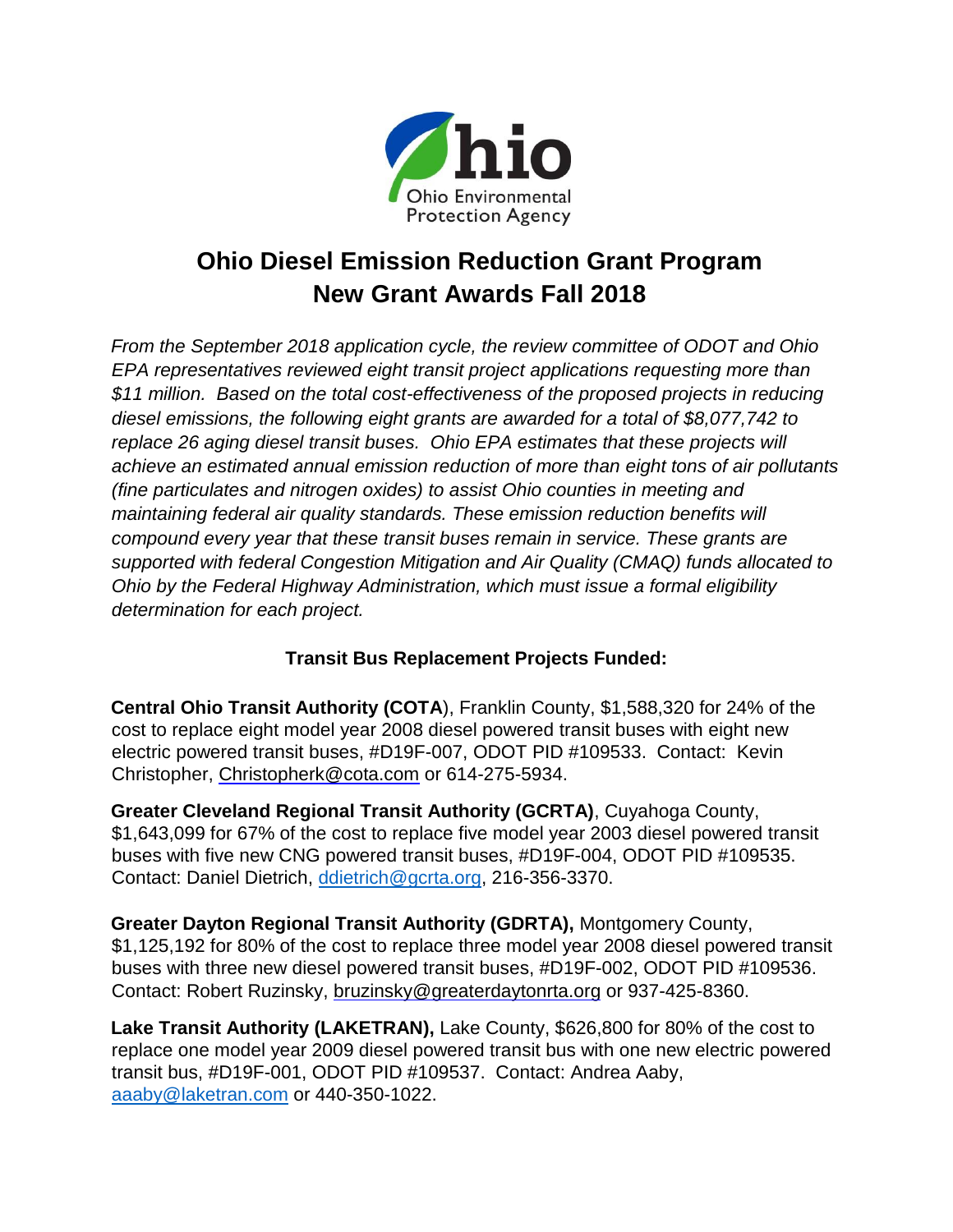Ohio Environmental Protection Agency

# Ohio Diesel Emission Reduction Grant Program
# New Grant Awards Fall 2018

*From the September 2018 application cycle, the review committee of ODOT and Ohio EPA representatives reviewed eight transit project applications requesting more than $11 million. Based on the total cost-effectiveness of the proposed projects in reducing diesel emissions, the following eight grants are awarded for a total of $8,077,742 to replace 26 aging diesel transit buses. Ohio EPA estimates that these projects will achieve an estimated annual emission reduction of more than eight tons of air pollutants (fine particulates and nitrogen oxides) to assist Ohio counties in meeting and maintaining federal air quality standards. These emission reduction benefits will compound every year that these transit buses remain in service. These grants are supported with federal Congestion Mitigation and Air Quality (CMAQ) funds allocated to Ohio by the Federal Highway Administration, which must issue a formal eligibility determination for each project.*

### Transit Bus Replacement Projects Funded:

**Central Ohio Transit Authority (COTA**), Franklin County, $1,588,320 for 24% of the cost to replace eight model year 2008 diesel powered transit buses with eight new electric powered transit buses, #D19F-007, ODOT PID #109533. Contact: Kevin Christopher, Christopherk@cota.com or 614-275-5934.

**Greater Cleveland Regional Transit Authority (GCRTA)**, Cuyahoga County, $1,643,099 for 67% of the cost to replace five model year 2003 diesel powered transit buses with five new CNG powered transit buses, #D19F-004, ODOT PID #109535. Contact: Daniel Dietrich, ddietrich@gcrta.org, 216-356-3370.

**Greater Dayton Regional Transit Authority (GDRTA),** Montgomery County, $1,125,192 for 80% of the cost to replace three model year 2008 diesel powered transit buses with three new diesel powered transit buses, #D19F-002, ODOT PID #109536. Contact: Robert Ruzinsky, bruzinsky@greaterdaytonrta.org or 937-425-8360.

**Lake Transit Authority (LAKETRAN),** Lake County, $626,800 for 80% of the cost to replace one model year 2009 diesel powered transit bus with one new electric powered transit bus, #D19F-001, ODOT PID #109537. Contact: Andrea Aaby, aaaby@laketran.com or 440-350-1022.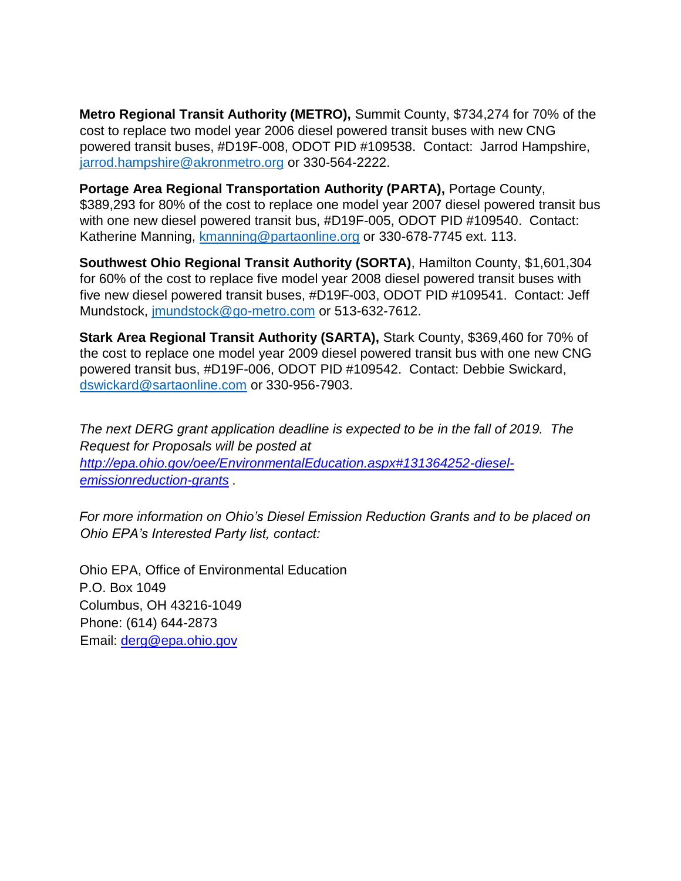**Metro Regional Transit Authority (METRO),** Summit County, $734,274 for 70% of the cost to replace two model year 2006 diesel powered transit buses with new CNG powered transit buses, #D19F-008, ODOT PID #109538. Contact: Jarrod Hampshire, jarrod.hampshire@akronmetro.org or 330-564-2222.

**Portage Area Regional Transportation Authority (PARTA),** Portage County, $389,293 for 80% of the cost to replace one model year 2007 diesel powered transit bus with one new diesel powered transit bus, #D19F-005, ODOT PID #109540. Contact: Katherine Manning, kmanning@partaonline.org or 330-678-7745 ext. 113.

**Southwest Ohio Regional Transit Authority (SORTA)**, Hamilton County, $1,601,304 for 60% of the cost to replace five model year 2008 diesel powered transit buses with five new diesel powered transit buses, #D19F-003, ODOT PID #109541. Contact: Jeff Mundstock, jmundstock@go-metro.com or 513-632-7612.

**Stark Area Regional Transit Authority (SARTA),** Stark County, $369,460 for 70% of the cost to replace one model year 2009 diesel powered transit bus with one new CNG powered transit bus, #D19F-006, ODOT PID #109542. Contact: Debbie Swickard, dswickard@sartaonline.com or 330-956-7903.

*The next DERG grant application deadline is expected to be in the fall of 2019. The Request for Proposals will be posted at http://epa.ohio.gov/oee/EnvironmentalEducation.aspx#131364252-diesel-emissionreduction-grants .*

*For more information on Ohio's Diesel Emission Reduction Grants and to be placed on Ohio EPA's Interested Party list, contact:*

Ohio EPA, Office of Environmental Education
P.O. Box 1049
Columbus, OH 43216-1049
Phone: (614) 644-2873
Email: derg@epa.ohio.gov